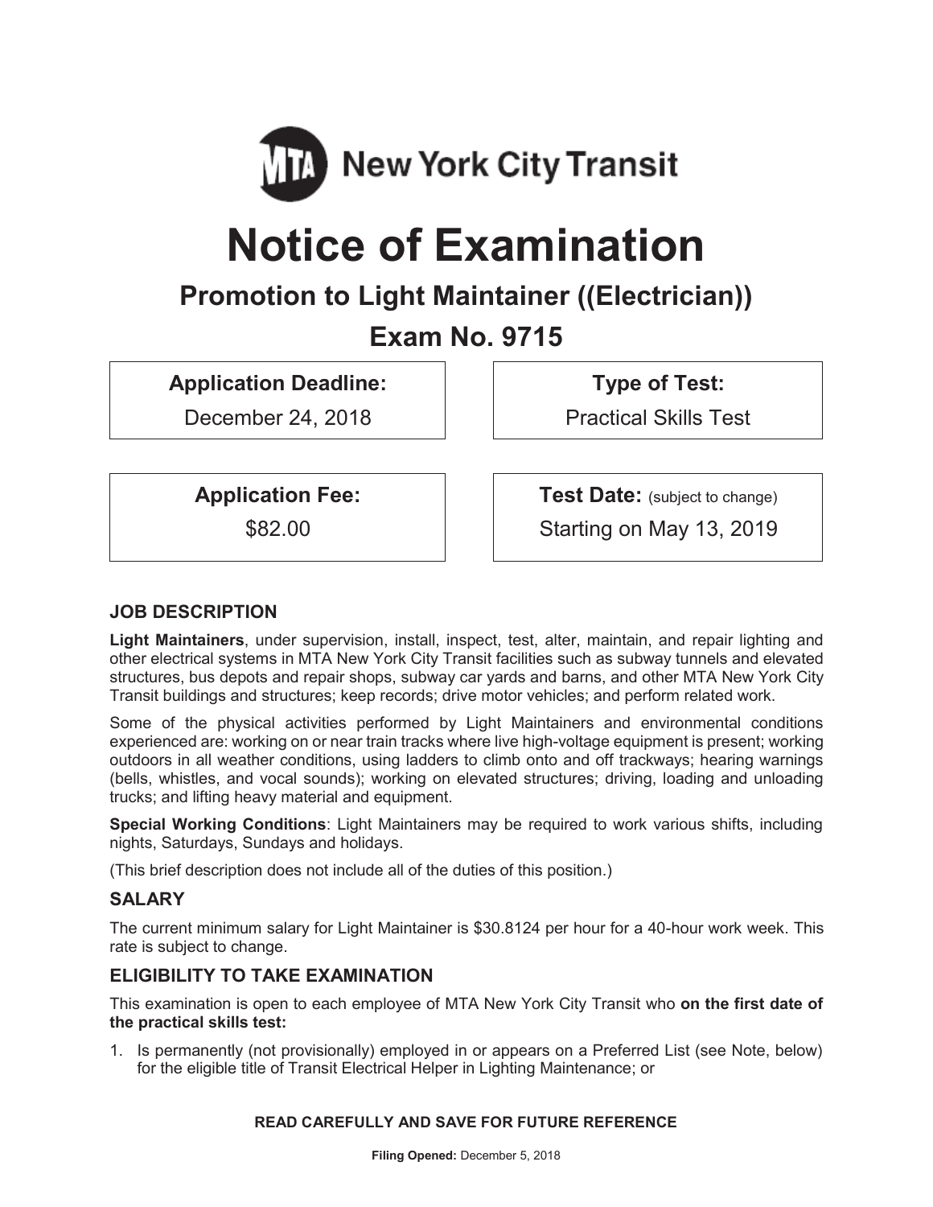MTA New York City Transit

# Notice of Examination

## Promotion to Light Maintainer ((Electrician))

## Exam No. 9715

| **Application Deadline:** | **Type of Test:** |
|---|---|
| December 24, 2018 | Practical Skills Test |

| **Application Fee:** | **Test Date:** (subject to change) |
|---|---|
| $82.00 | Starting on May 13, 2019 |

### JOB DESCRIPTION

**Light Maintainers**, under supervision, install, inspect, test, alter, maintain, and repair lighting and other electrical systems in MTA New York City Transit facilities such as subway tunnels and elevated structures, bus depots and repair shops, subway car yards and barns, and other MTA New York City Transit buildings and structures; keep records; drive motor vehicles; and perform related work.

Some of the physical activities performed by Light Maintainers and environmental conditions experienced are: working on or near train tracks where live high-voltage equipment is present; working outdoors in all weather conditions, using ladders to climb onto and off trackways; hearing warnings (bells, whistles, and vocal sounds); working on elevated structures; driving, loading and unloading trucks; and lifting heavy material and equipment.

**Special Working Conditions**: Light Maintainers may be required to work various shifts, including nights, Saturdays, Sundays and holidays.

(This brief description does not include all of the duties of this position.)

### SALARY

The current minimum salary for Light Maintainer is $30.8124 per hour for a 40-hour work week. This rate is subject to change.

### ELIGIBILITY TO TAKE EXAMINATION

This examination is open to each employee of MTA New York City Transit who **on the first date of the practical skills test:**

1. Is permanently (not provisionally) employed in or appears on a Preferred List (see Note, below) for the eligible title of Transit Electrical Helper in Lighting Maintenance; or

**READ CAREFULLY AND SAVE FOR FUTURE REFERENCE**

**Filing Opened:** December 5, 2018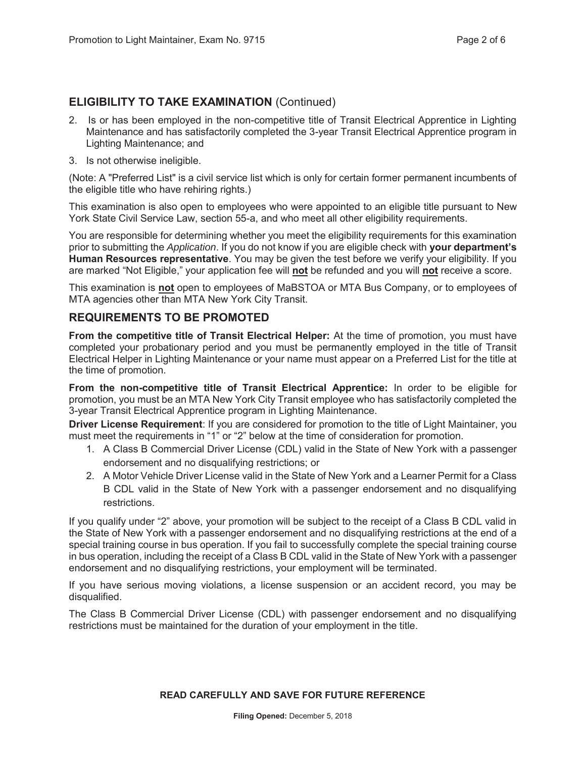## ELIGIBILITY TO TAKE EXAMINATION (Continued)

2. Is or has been employed in the non-competitive title of Transit Electrical Apprentice in Lighting Maintenance and has satisfactorily completed the 3-year Transit Electrical Apprentice program in Lighting Maintenance; and
3. Is not otherwise ineligible.

(Note: A "Preferred List" is a civil service list which is only for certain former permanent incumbents of the eligible title who have rehiring rights.)

This examination is also open to employees who were appointed to an eligible title pursuant to New York State Civil Service Law, section 55-a, and who meet all other eligibility requirements.

You are responsible for determining whether you meet the eligibility requirements for this examination prior to submitting the *Application*. If you do not know if you are eligible check with **your department's Human Resources representative**. You may be given the test before we verify your eligibility. If you are marked "Not Eligible," your application fee will **not** be refunded and you will **not** receive a score.

This examination is **not** open to employees of MaBSTOA or MTA Bus Company, or to employees of MTA agencies other than MTA New York City Transit.

## REQUIREMENTS TO BE PROMOTED

**From the competitive title of Transit Electrical Helper:** At the time of promotion, you must have completed your probationary period and you must be permanently employed in the title of Transit Electrical Helper in Lighting Maintenance or your name must appear on a Preferred List for the title at the time of promotion.

**From the non-competitive title of Transit Electrical Apprentice:** In order to be eligible for promotion, you must be an MTA New York City Transit employee who has satisfactorily completed the 3-year Transit Electrical Apprentice program in Lighting Maintenance.

**Driver License Requirement**: If you are considered for promotion to the title of Light Maintainer, you must meet the requirements in "1" or "2" below at the time of consideration for promotion.

1. A Class B Commercial Driver License (CDL) valid in the State of New York with a passenger endorsement and no disqualifying restrictions; or
2. A Motor Vehicle Driver License valid in the State of New York and a Learner Permit for a Class B CDL valid in the State of New York with a passenger endorsement and no disqualifying restrictions.

If you qualify under "2" above, your promotion will be subject to the receipt of a Class B CDL valid in the State of New York with a passenger endorsement and no disqualifying restrictions at the end of a special training course in bus operation. If you fail to successfully complete the special training course in bus operation, including the receipt of a Class B CDL valid in the State of New York with a passenger endorsement and no disqualifying restrictions, your employment will be terminated.

If you have serious moving violations, a license suspension or an accident record, you may be disqualified.

The Class B Commercial Driver License (CDL) with passenger endorsement and no disqualifying restrictions must be maintained for the duration of your employment in the title.

**READ CAREFULLY AND SAVE FOR FUTURE REFERENCE**

**Filing Opened:** December 5, 2018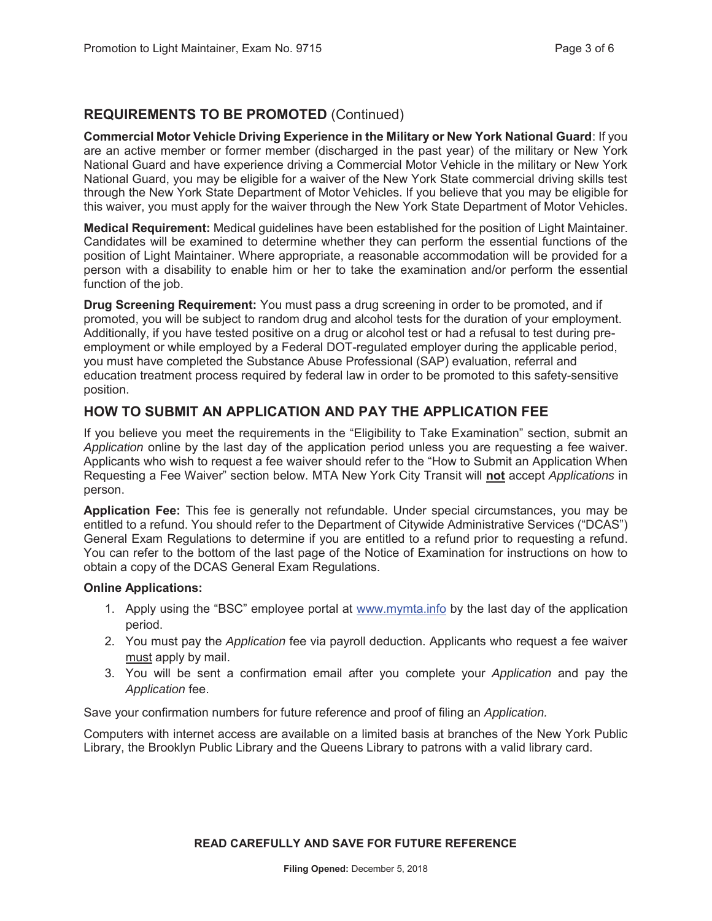## REQUIREMENTS TO BE PROMOTED (Continued)

**Commercial Motor Vehicle Driving Experience in the Military or New York National Guard**: If you are an active member or former member (discharged in the past year) of the military or New York National Guard and have experience driving a Commercial Motor Vehicle in the military or New York National Guard, you may be eligible for a waiver of the New York State commercial driving skills test through the New York State Department of Motor Vehicles. If you believe that you may be eligible for this waiver, you must apply for the waiver through the New York State Department of Motor Vehicles.

**Medical Requirement:** Medical guidelines have been established for the position of Light Maintainer. Candidates will be examined to determine whether they can perform the essential functions of the position of Light Maintainer. Where appropriate, a reasonable accommodation will be provided for a person with a disability to enable him or her to take the examination and/or perform the essential function of the job.

**Drug Screening Requirement:** You must pass a drug screening in order to be promoted, and if promoted, you will be subject to random drug and alcohol tests for the duration of your employment. Additionally, if you have tested positive on a drug or alcohol test or had a refusal to test during pre-employment or while employed by a Federal DOT-regulated employer during the applicable period, you must have completed the Substance Abuse Professional (SAP) evaluation, referral and education treatment process required by federal law in order to be promoted to this safety-sensitive position.

## HOW TO SUBMIT AN APPLICATION AND PAY THE APPLICATION FEE

If you believe you meet the requirements in the "Eligibility to Take Examination" section, submit an *Application* online by the last day of the application period unless you are requesting a fee waiver. Applicants who wish to request a fee waiver should refer to the "How to Submit an Application When Requesting a Fee Waiver" section below. MTA New York City Transit will **not** accept *Applications* in person.

**Application Fee:** This fee is generally not refundable. Under special circumstances, you may be entitled to a refund. You should refer to the Department of Citywide Administrative Services ("DCAS") General Exam Regulations to determine if you are entitled to a refund prior to requesting a refund. You can refer to the bottom of the last page of the Notice of Examination for instructions on how to obtain a copy of the DCAS General Exam Regulations.

**Online Applications:**

1. Apply using the "BSC" employee portal at www.mymta.info by the last day of the application period.
2. You must pay the *Application* fee via payroll deduction. Applicants who request a fee waiver must apply by mail.
3. You will be sent a confirmation email after you complete your *Application* and pay the *Application* fee.

Save your confirmation numbers for future reference and proof of filing an *Application.*

Computers with internet access are available on a limited basis at branches of the New York Public Library, the Brooklyn Public Library and the Queens Library to patrons with a valid library card.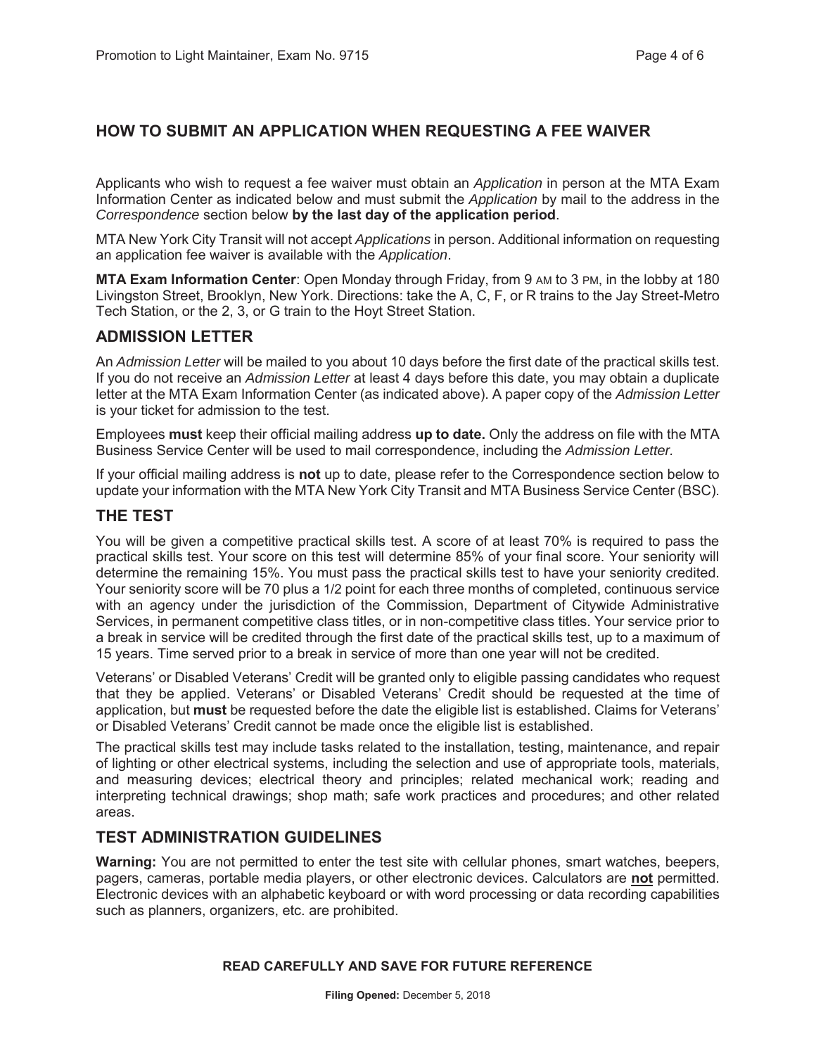## HOW TO SUBMIT AN APPLICATION WHEN REQUESTING A FEE WAIVER

Applicants who wish to request a fee waiver must obtain an *Application* in person at the MTA Exam Information Center as indicated below and must submit the *Application* by mail to the address in the *Correspondence* section below **by the last day of the application period**.

MTA New York City Transit will not accept *Applications* in person. Additional information on requesting an application fee waiver is available with the *Application*.

**MTA Exam Information Center**: Open Monday through Friday, from 9 AM to 3 PM, in the lobby at 180 Livingston Street, Brooklyn, New York. Directions: take the A, C, F, or R trains to the Jay Street-Metro Tech Station, or the 2, 3, or G train to the Hoyt Street Station.

## ADMISSION LETTER

An *Admission Letter* will be mailed to you about 10 days before the first date of the practical skills test. If you do not receive an *Admission Letter* at least 4 days before this date, you may obtain a duplicate letter at the MTA Exam Information Center (as indicated above). A paper copy of the *Admission Letter* is your ticket for admission to the test.

Employees **must** keep their official mailing address **up to date.** Only the address on file with the MTA Business Service Center will be used to mail correspondence, including the *Admission Letter.*

If your official mailing address is **not** up to date, please refer to the Correspondence section below to update your information with the MTA New York City Transit and MTA Business Service Center (BSC).

## THE TEST

You will be given a competitive practical skills test. A score of at least 70% is required to pass the practical skills test. Your score on this test will determine 85% of your final score. Your seniority will determine the remaining 15%. You must pass the practical skills test to have your seniority credited. Your seniority score will be 70 plus a 1/2 point for each three months of completed, continuous service with an agency under the jurisdiction of the Commission, Department of Citywide Administrative Services, in permanent competitive class titles, or in non-competitive class titles. Your service prior to a break in service will be credited through the first date of the practical skills test, up to a maximum of 15 years. Time served prior to a break in service of more than one year will not be credited.

Veterans' or Disabled Veterans' Credit will be granted only to eligible passing candidates who request that they be applied. Veterans' or Disabled Veterans' Credit should be requested at the time of application, but **must** be requested before the date the eligible list is established. Claims for Veterans' or Disabled Veterans' Credit cannot be made once the eligible list is established.

The practical skills test may include tasks related to the installation, testing, maintenance, and repair of lighting or other electrical systems, including the selection and use of appropriate tools, materials, and measuring devices; electrical theory and principles; related mechanical work; reading and interpreting technical drawings; shop math; safe work practices and procedures; and other related areas.

## TEST ADMINISTRATION GUIDELINES

**Warning:** You are not permitted to enter the test site with cellular phones, smart watches, beepers, pagers, cameras, portable media players, or other electronic devices. Calculators are **not** permitted. Electronic devices with an alphabetic keyboard or with word processing or data recording capabilities such as planners, organizers, etc. are prohibited.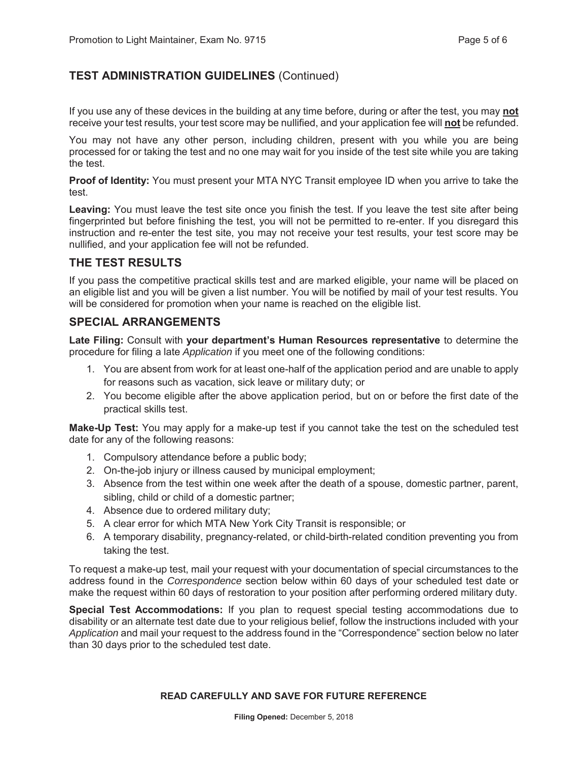## TEST ADMINISTRATION GUIDELINES (Continued)

If you use any of these devices in the building at any time before, during or after the test, you may **not** receive your test results, your test score may be nullified, and your application fee will **not** be refunded.

You may not have any other person, including children, present with you while you are being processed for or taking the test and no one may wait for you inside of the test site while you are taking the test.

**Proof of Identity:** You must present your MTA NYC Transit employee ID when you arrive to take the test.

**Leaving:** You must leave the test site once you finish the test. If you leave the test site after being fingerprinted but before finishing the test, you will not be permitted to re-enter. If you disregard this instruction and re-enter the test site, you may not receive your test results, your test score may be nullified, and your application fee will not be refunded.

## THE TEST RESULTS

If you pass the competitive practical skills test and are marked eligible, your name will be placed on an eligible list and you will be given a list number. You will be notified by mail of your test results. You will be considered for promotion when your name is reached on the eligible list.

## SPECIAL ARRANGEMENTS

**Late Filing:** Consult with **your department's Human Resources representative** to determine the procedure for filing a late *Application* if you meet one of the following conditions:

1. You are absent from work for at least one-half of the application period and are unable to apply for reasons such as vacation, sick leave or military duty; or
2. You become eligible after the above application period, but on or before the first date of the practical skills test.

**Make-Up Test:** You may apply for a make-up test if you cannot take the test on the scheduled test date for any of the following reasons:

1. Compulsory attendance before a public body;
2. On-the-job injury or illness caused by municipal employment;
3. Absence from the test within one week after the death of a spouse, domestic partner, parent, sibling, child or child of a domestic partner;
4. Absence due to ordered military duty;
5. A clear error for which MTA New York City Transit is responsible; or
6. A temporary disability, pregnancy-related, or child-birth-related condition preventing you from taking the test.

To request a make-up test, mail your request with your documentation of special circumstances to the address found in the *Correspondence* section below within 60 days of your scheduled test date or make the request within 60 days of restoration to your position after performing ordered military duty.

**Special Test Accommodations:** If you plan to request special testing accommodations due to disability or an alternate test date due to your religious belief, follow the instructions included with your *Application* and mail your request to the address found in the "Correspondence" section below no later than 30 days prior to the scheduled test date.

**READ CAREFULLY AND SAVE FOR FUTURE REFERENCE**

**Filing Opened:** December 5, 2018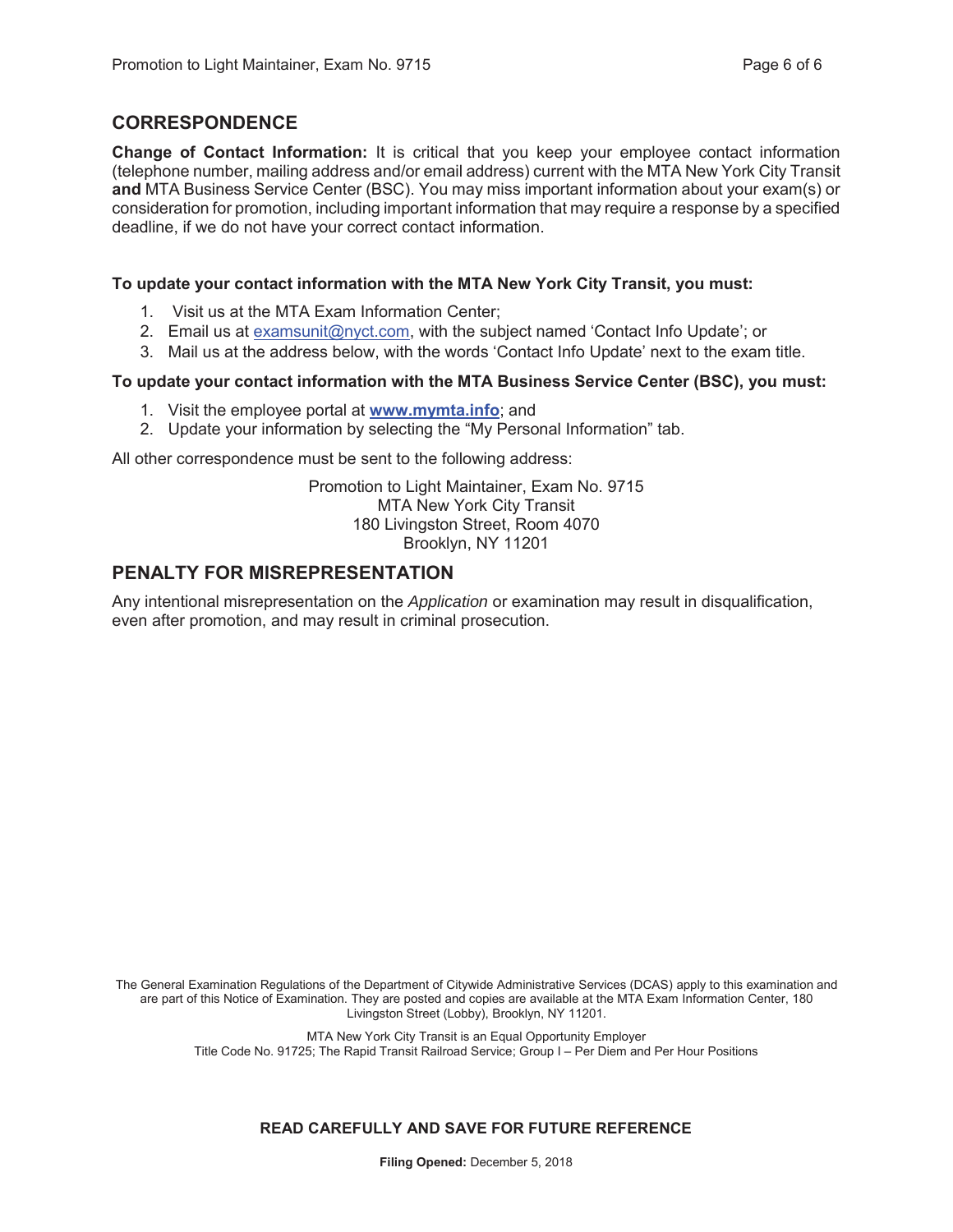## CORRESPONDENCE

**Change of Contact Information:** It is critical that you keep your employee contact information (telephone number, mailing address and/or email address) current with the MTA New York City Transit **and** MTA Business Service Center (BSC). You may miss important information about your exam(s) or consideration for promotion, including important information that may require a response by a specified deadline, if we do not have your correct contact information.

**To update your contact information with the MTA New York City Transit, you must:**

1. Visit us at the MTA Exam Information Center;
2. Email us at examsunit@nyct.com, with the subject named 'Contact Info Update'; or
3. Mail us at the address below, with the words 'Contact Info Update' next to the exam title.

**To update your contact information with the MTA Business Service Center (BSC), you must:**

1. Visit the employee portal at **www.mymta.info**; and
2. Update your information by selecting the "My Personal Information" tab.

All other correspondence must be sent to the following address:

Promotion to Light Maintainer, Exam No. 9715
MTA New York City Transit
180 Livingston Street, Room 4070
Brooklyn, NY 11201

## PENALTY FOR MISREPRESENTATION

Any intentional misrepresentation on the *Application* or examination may result in disqualification, even after promotion, and may result in criminal prosecution.

The General Examination Regulations of the Department of Citywide Administrative Services (DCAS) apply to this examination and are part of this Notice of Examination. They are posted and copies are available at the MTA Exam Information Center, 180 Livingston Street (Lobby), Brooklyn, NY 11201.

MTA New York City Transit is an Equal Opportunity Employer
Title Code No. 91725; The Rapid Transit Railroad Service; Group I – Per Diem and Per Hour Positions

**READ CAREFULLY AND SAVE FOR FUTURE REFERENCE**

**Filing Opened:** December 5, 2018